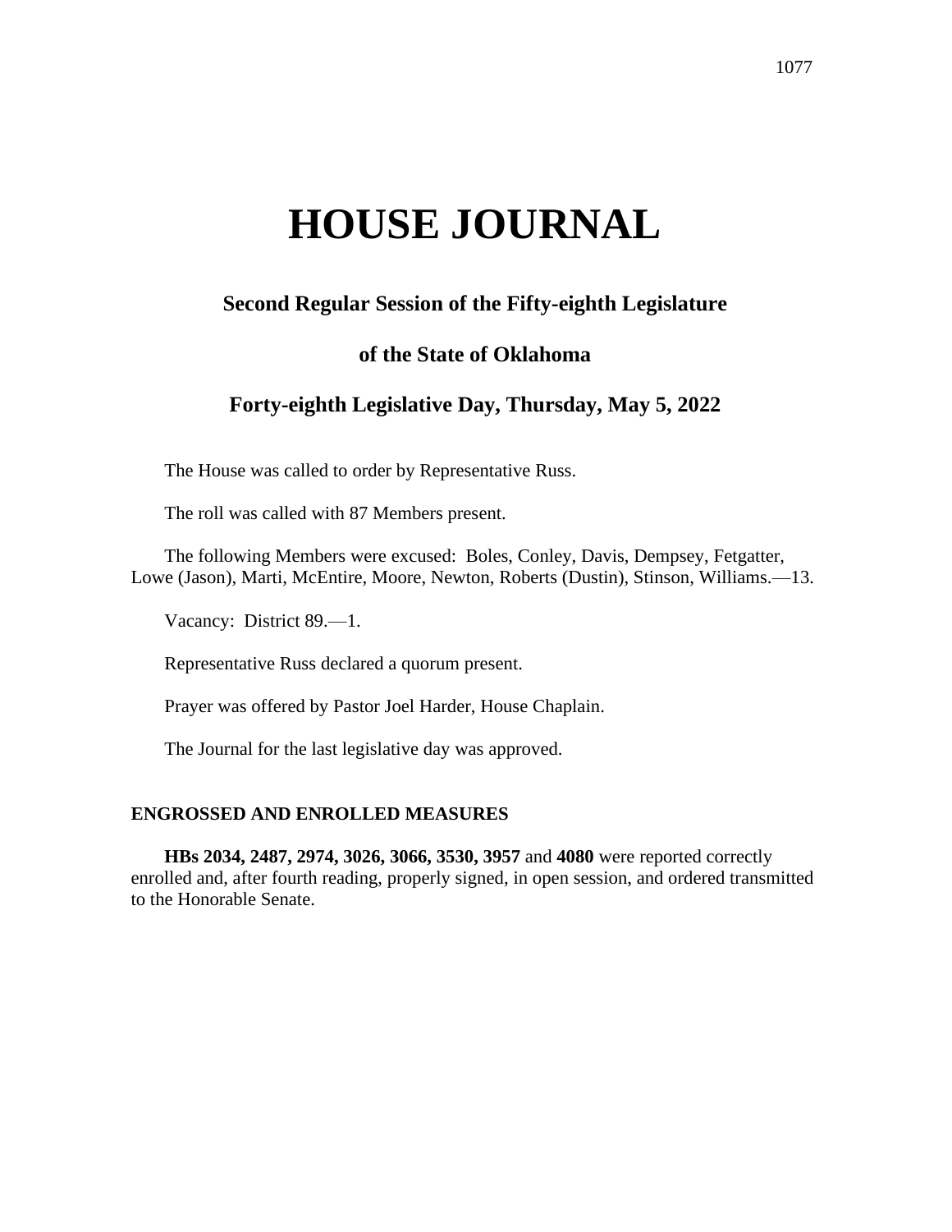# HOUSE JOURNAL

## Second Regular Session of the Fifty-eighth Legislature

## of the State of Oklahoma

## Forty-eighth Legislative Day, Thursday, May 5, 2022

The House was called to order by Representative Russ.

The roll was called with 87 Members present.

The following Members were excused: Boles, Conley, Davis, Dempsey, Fetgatter, Lowe (Jason), Marti, McEntire, Moore, Newton, Roberts (Dustin), Stinson, Williams.—13.

Vacancy: District 89.—1.

Representative Russ declared a quorum present.

Prayer was offered by Pastor Joel Harder, House Chaplain.

The Journal for the last legislative day was approved.

### ENGROSSED AND ENROLLED MEASURES

**HBs 2034, 2487, 2974, 3026, 3066, 3530, 3957** and **4080** were reported correctly enrolled and, after fourth reading, properly signed, in open session, and ordered transmitted to the Honorable Senate.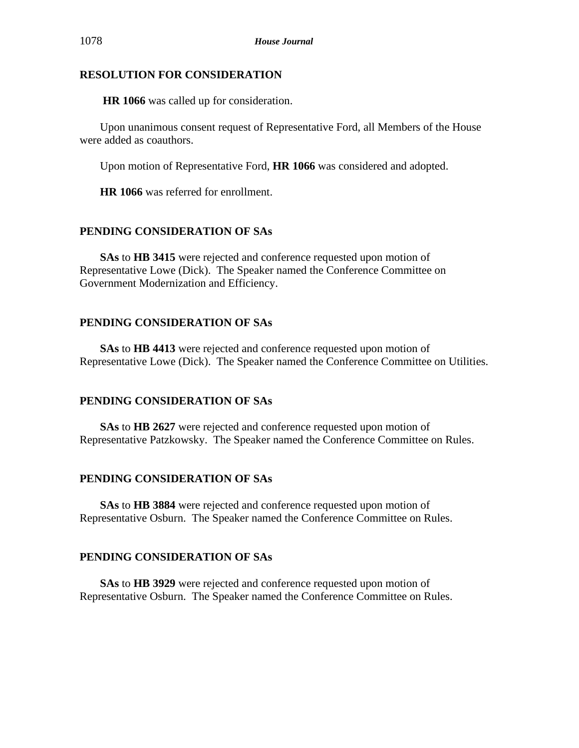## RESOLUTION FOR CONSIDERATION

**HR 1066** was called up for consideration.

Upon unanimous consent request of Representative Ford, all Members of the House were added as coauthors.

Upon motion of Representative Ford, **HR 1066** was considered and adopted.

**HR 1066** was referred for enrollment.

## PENDING CONSIDERATION OF SAs

**SAs** to **HB 3415** were rejected and conference requested upon motion of Representative Lowe (Dick). The Speaker named the Conference Committee on Government Modernization and Efficiency.

## PENDING CONSIDERATION OF SAs

**SAs** to **HB 4413** were rejected and conference requested upon motion of Representative Lowe (Dick). The Speaker named the Conference Committee on Utilities.

## PENDING CONSIDERATION OF SAs

**SAs** to **HB 2627** were rejected and conference requested upon motion of Representative Patzkowsky. The Speaker named the Conference Committee on Rules.

## PENDING CONSIDERATION OF SAs

**SAs** to **HB 3884** were rejected and conference requested upon motion of Representative Osburn. The Speaker named the Conference Committee on Rules.

## PENDING CONSIDERATION OF SAs

**SAs** to **HB 3929** were rejected and conference requested upon motion of Representative Osburn. The Speaker named the Conference Committee on Rules.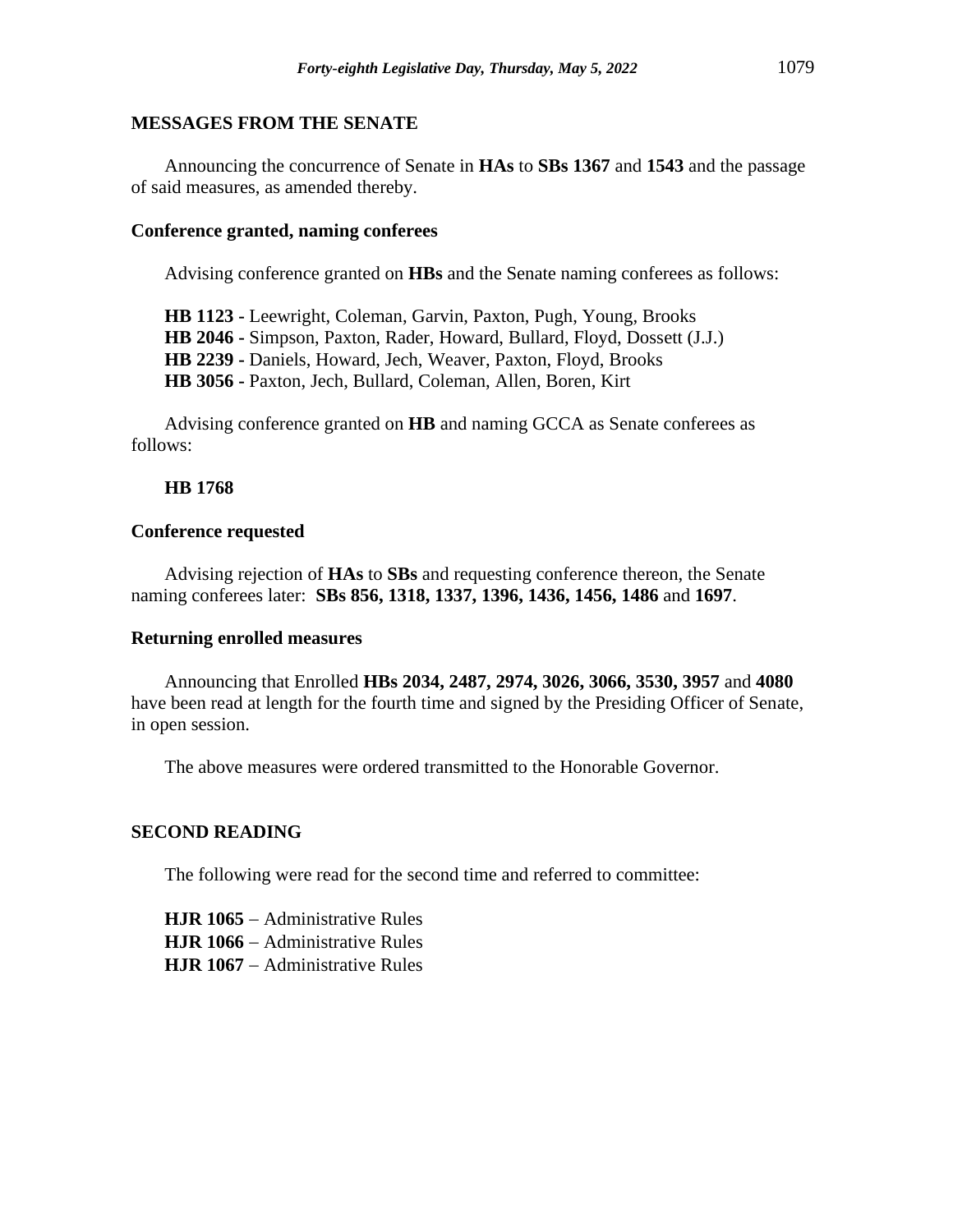## MESSAGES FROM THE SENATE

Announcing the concurrence of Senate in **HAs** to **SBs 1367** and **1543** and the passage of said measures, as amended thereby.

### Conference granted, naming conferees

Advising conference granted on **HBs** and the Senate naming conferees as follows:

**HB 1123 -** Leewright, Coleman, Garvin, Paxton, Pugh, Young, Brooks
**HB 2046 -** Simpson, Paxton, Rader, Howard, Bullard, Floyd, Dossett (J.J.)
**HB 2239 -** Daniels, Howard, Jech, Weaver, Paxton, Floyd, Brooks
**HB 3056 -** Paxton, Jech, Bullard, Coleman, Allen, Boren, Kirt

Advising conference granted on **HB** and naming GCCA as Senate conferees as follows:

**HB 1768**

### Conference requested

Advising rejection of **HAs** to **SBs** and requesting conference thereon, the Senate naming conferees later: **SBs 856, 1318, 1337, 1396, 1436, 1456, 1486** and **1697**.

### Returning enrolled measures

Announcing that Enrolled **HBs 2034, 2487, 2974, 3026, 3066, 3530, 3957** and **4080** have been read at length for the fourth time and signed by the Presiding Officer of Senate, in open session.

The above measures were ordered transmitted to the Honorable Governor.

## SECOND READING

The following were read for the second time and referred to committee:

**HJR 1065** − Administrative Rules
**HJR 1066** − Administrative Rules
**HJR 1067** − Administrative Rules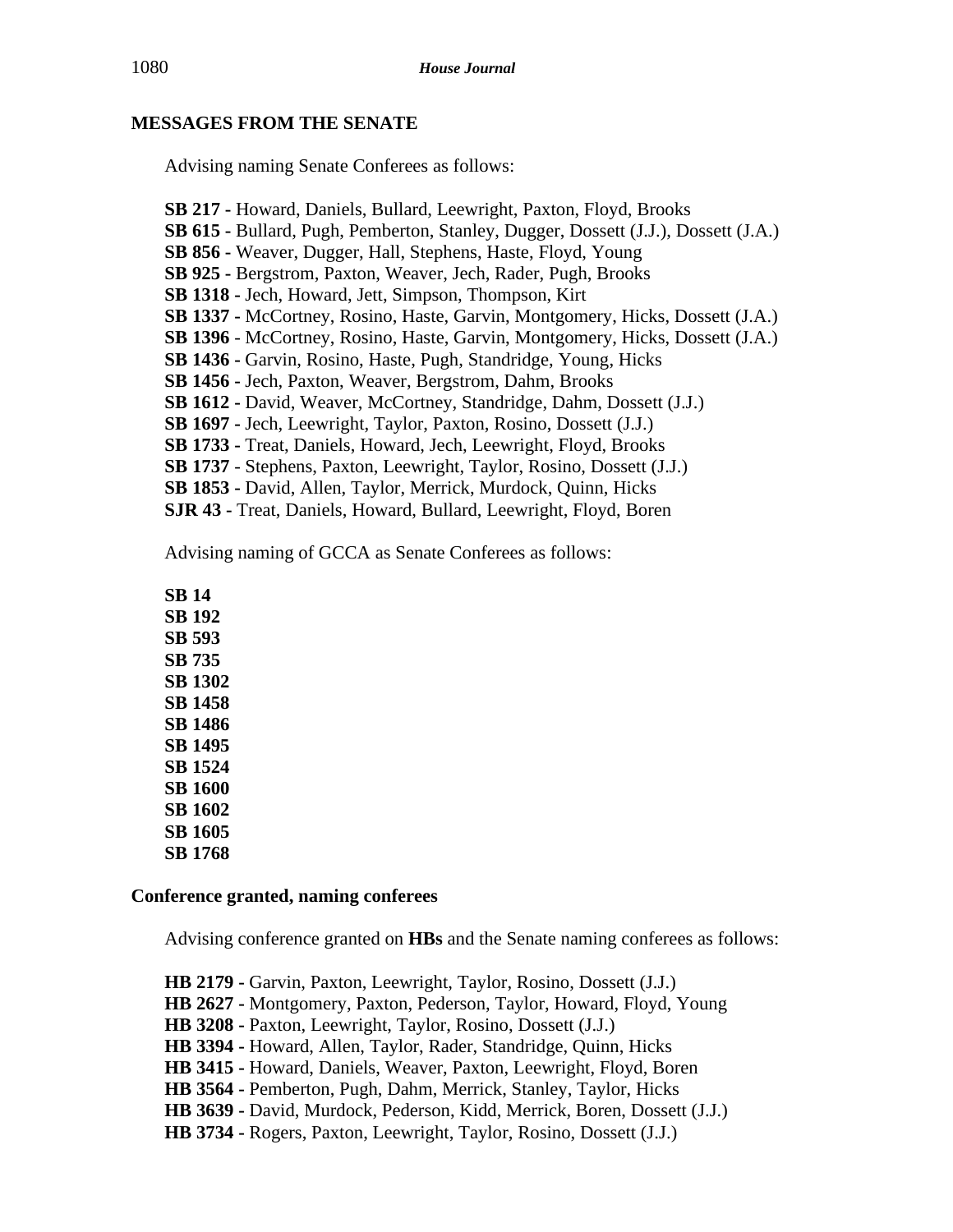## MESSAGES FROM THE SENATE

Advising naming Senate Conferees as follows:

**SB 217 -** Howard, Daniels, Bullard, Leewright, Paxton, Floyd, Brooks
**SB 615 -** Bullard, Pugh, Pemberton, Stanley, Dugger, Dossett (J.J.), Dossett (J.A.)
**SB 856** - Weaver, Dugger, Hall, Stephens, Haste, Floyd, Young
**SB 925 -** Bergstrom, Paxton, Weaver, Jech, Rader, Pugh, Brooks
**SB 1318 -** Jech, Howard, Jett, Simpson, Thompson, Kirt
**SB 1337 -** McCortney, Rosino, Haste, Garvin, Montgomery, Hicks, Dossett (J.A.)
**SB 1396** - McCortney, Rosino, Haste, Garvin, Montgomery, Hicks, Dossett (J.A.)
**SB 1436 -** Garvin, Rosino, Haste, Pugh, Standridge, Young, Hicks
**SB 1456 -** Jech, Paxton, Weaver, Bergstrom, Dahm, Brooks
**SB 1612 -** David, Weaver, McCortney, Standridge, Dahm, Dossett (J.J.)
**SB 1697 -** Jech, Leewright, Taylor, Paxton, Rosino, Dossett (J.J.)
**SB 1733 -** Treat, Daniels, Howard, Jech, Leewright, Floyd, Brooks
**SB 1737** - Stephens, Paxton, Leewright, Taylor, Rosino, Dossett (J.J.)
**SB 1853 -** David, Allen, Taylor, Merrick, Murdock, Quinn, Hicks
**SJR 43 -** Treat, Daniels, Howard, Bullard, Leewright, Floyd, Boren

Advising naming of GCCA as Senate Conferees as follows:

**SB 14**
**SB 192**
**SB 593**
**SB 735**
**SB 1302**
**SB 1458**
**SB 1486**
**SB 1495**
**SB 1524**
**SB 1600**
**SB 1602**
**SB 1605**
**SB 1768**

### Conference granted, naming conferees

Advising conference granted on **HBs** and the Senate naming conferees as follows:

**HB 2179 -** Garvin, Paxton, Leewright, Taylor, Rosino, Dossett (J.J.)
**HB 2627 -** Montgomery, Paxton, Pederson, Taylor, Howard, Floyd, Young
**HB 3208 -** Paxton, Leewright, Taylor, Rosino, Dossett (J.J.)
**HB 3394 -** Howard, Allen, Taylor, Rader, Standridge, Quinn, Hicks
**HB 3415 -** Howard, Daniels, Weaver, Paxton, Leewright, Floyd, Boren
**HB 3564 -** Pemberton, Pugh, Dahm, Merrick, Stanley, Taylor, Hicks
**HB 3639 -** David, Murdock, Pederson, Kidd, Merrick, Boren, Dossett (J.J.)
**HB 3734 -** Rogers, Paxton, Leewright, Taylor, Rosino, Dossett (J.J.)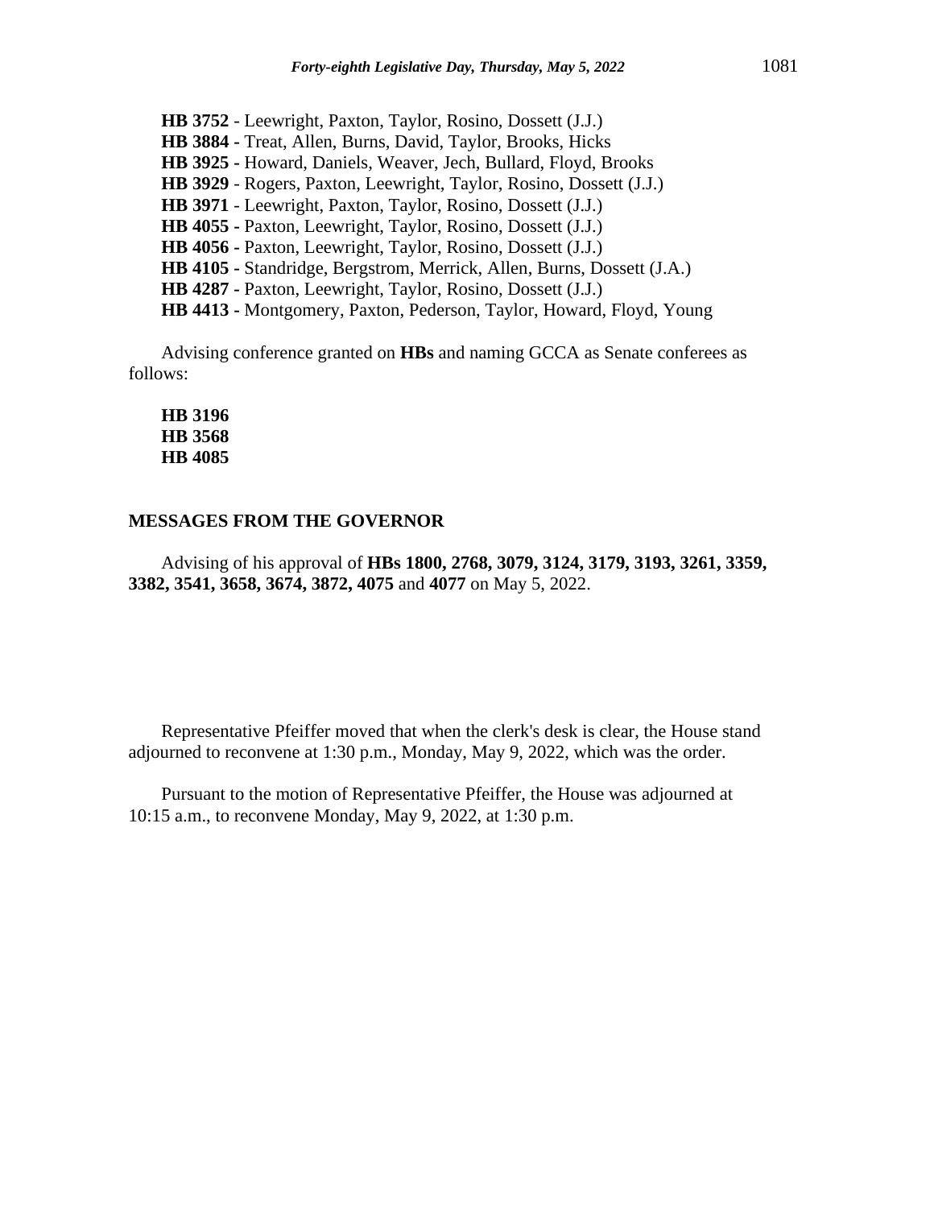**HB 3752** - Leewright, Paxton, Taylor, Rosino, Dossett (J.J.)
**HB 3884 -** Treat, Allen, Burns, David, Taylor, Brooks, Hicks
**HB 3925 -** Howard, Daniels, Weaver, Jech, Bullard, Floyd, Brooks
**HB 3929** - Rogers, Paxton, Leewright, Taylor, Rosino, Dossett (J.J.)
**HB 3971** - Leewright, Paxton, Taylor, Rosino, Dossett (J.J.)
**HB 4055 -** Paxton, Leewright, Taylor, Rosino, Dossett (J.J.)
**HB 4056 -** Paxton, Leewright, Taylor, Rosino, Dossett (J.J.)
**HB 4105 -** Standridge, Bergstrom, Merrick, Allen, Burns, Dossett (J.A.)
**HB 4287 -** Paxton, Leewright, Taylor, Rosino, Dossett (J.J.)
**HB 4413 -** Montgomery, Paxton, Pederson, Taylor, Howard, Floyd, Young

Advising conference granted on **HBs** and naming GCCA as Senate conferees as follows:

**HB 3196**
**HB 3568**
**HB 4085**

## MESSAGES FROM THE GOVERNOR

Advising of his approval of **HBs 1800, 2768, 3079, 3124, 3179, 3193, 3261, 3359, 3382, 3541, 3658, 3674, 3872, 4075** and **4077** on May 5, 2022.

Representative Pfeiffer moved that when the clerk's desk is clear, the House stand adjourned to reconvene at 1:30 p.m., Monday, May 9, 2022, which was the order.

Pursuant to the motion of Representative Pfeiffer, the House was adjourned at 10:15 a.m., to reconvene Monday, May 9, 2022, at 1:30 p.m.